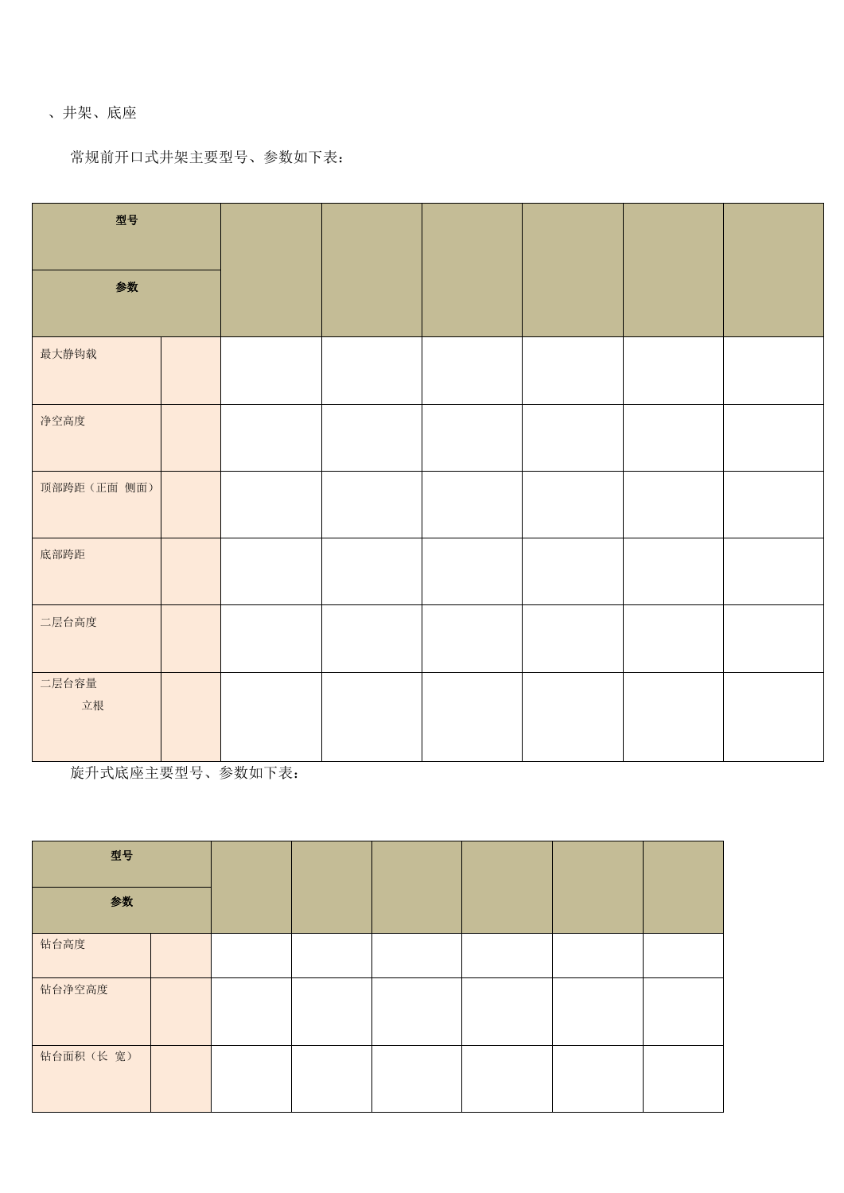、井架、底座

常规前开口式井架主要型号、参数如下表：

| 型号 / 参数 | | | | | | | |
| --- | --- | --- | --- | --- | --- | --- | --- |
| 最大静钩载 | | | | | | | |
| 净空高度 | | | | | | | |
| 顶部跨距（正面 侧面） | | | | | | | |
| 底部跨距 | | | | | | | |
| 二层台高度 | | | | | | | |
| 二层台容量 立根 | | | | | | | |

旋升式底座主要型号、参数如下表：

| 型号 / 参数 | | | | | | | |
| --- | --- | --- | --- | --- | --- | --- | --- |
| 钻台高度 | | | | | | | |
| 钻台净空高度 | | | | | | | |
| 钻台面积（长 宽） | | | | | | | |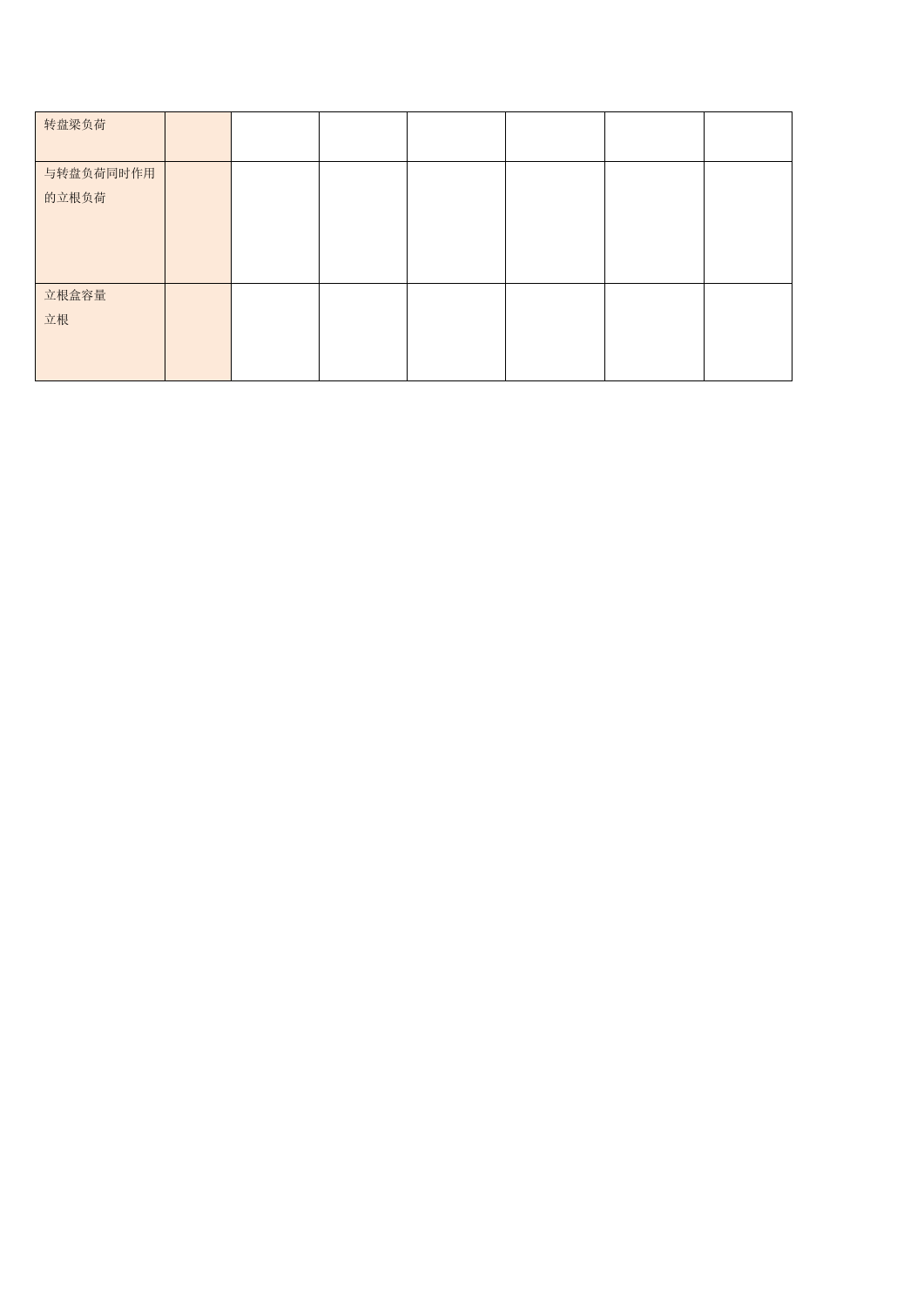| | | | | | | | |
|---|---|---|---|---|---|---|---|
| 转盘梁负荷 | | | | | | | |
| 与转盘负荷同时作用的立根负荷 | | | | | | | |
| 立根盒容量<br>立根 | | | | | | | |